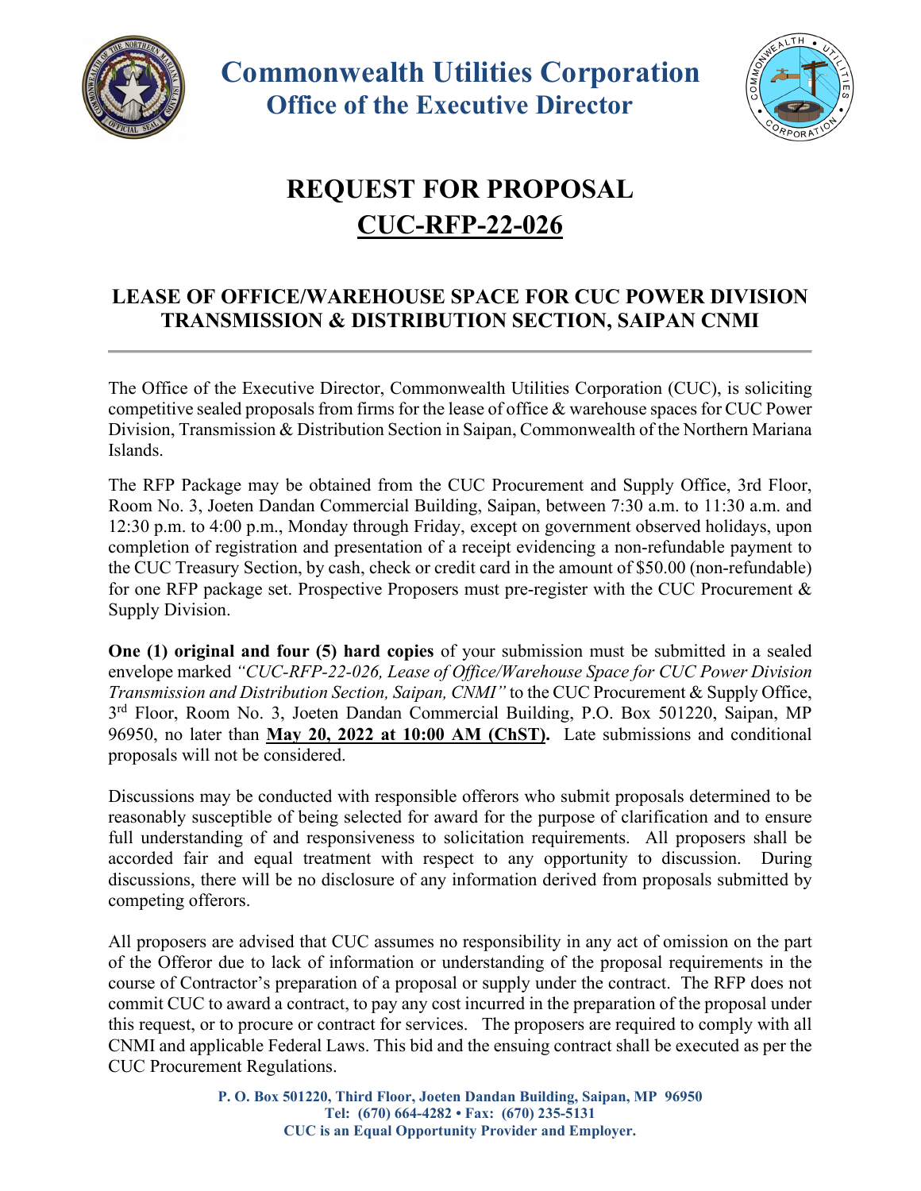# Commonwealth Utilities Corporation
## Office of the Executive Director

# REQUEST FOR PROPOSAL
## CUC-RFP-22-026

### LEASE OF OFFICE/WAREHOUSE SPACE FOR CUC POWER DIVISION TRANSMISSION & DISTRIBUTION SECTION, SAIPAN CNMI

---

The Office of the Executive Director, Commonwealth Utilities Corporation (CUC), is soliciting competitive sealed proposals from firms for the lease of office & warehouse spaces for CUC Power Division, Transmission & Distribution Section in Saipan, Commonwealth of the Northern Mariana Islands.

The RFP Package may be obtained from the CUC Procurement and Supply Office, 3rd Floor, Room No. 3, Joeten Dandan Commercial Building, Saipan, between 7:30 a.m. to 11:30 a.m. and 12:30 p.m. to 4:00 p.m., Monday through Friday, except on government observed holidays, upon completion of registration and presentation of a receipt evidencing a non-refundable payment to the CUC Treasury Section, by cash, check or credit card in the amount of $50.00 (non-refundable) for one RFP package set. Prospective Proposers must pre-register with the CUC Procurement & Supply Division.

**One (1) original and four (5) hard copies** of your submission must be submitted in a sealed envelope marked *"CUC-RFP-22-026, Lease of Office/Warehouse Space for CUC Power Division Transmission and Distribution Section, Saipan, CNMI"* to the CUC Procurement & Supply Office, 3rd Floor, Room No. 3, Joeten Dandan Commercial Building, P.O. Box 501220, Saipan, MP 96950, no later than **May 20, 2022 at 10:00 AM (ChST).** Late submissions and conditional proposals will not be considered.

Discussions may be conducted with responsible offerors who submit proposals determined to be reasonably susceptible of being selected for award for the purpose of clarification and to ensure full understanding of and responsiveness to solicitation requirements. All proposers shall be accorded fair and equal treatment with respect to any opportunity to discussion. During discussions, there will be no disclosure of any information derived from proposals submitted by competing offerors.

All proposers are advised that CUC assumes no responsibility in any act of omission on the part of the Offeror due to lack of information or understanding of the proposal requirements in the course of Contractor's preparation of a proposal or supply under the contract. The RFP does not commit CUC to award a contract, to pay any cost incurred in the preparation of the proposal under this request, or to procure or contract for services. The proposers are required to comply with all CNMI and applicable Federal Laws. This bid and the ensuing contract shall be executed as per the CUC Procurement Regulations.

**P. O. Box 501220, Third Floor, Joeten Dandan Building, Saipan, MP 96950**
**Tel: (670) 664-4282 • Fax: (670) 235-5131**
**CUC is an Equal Opportunity Provider and Employer.**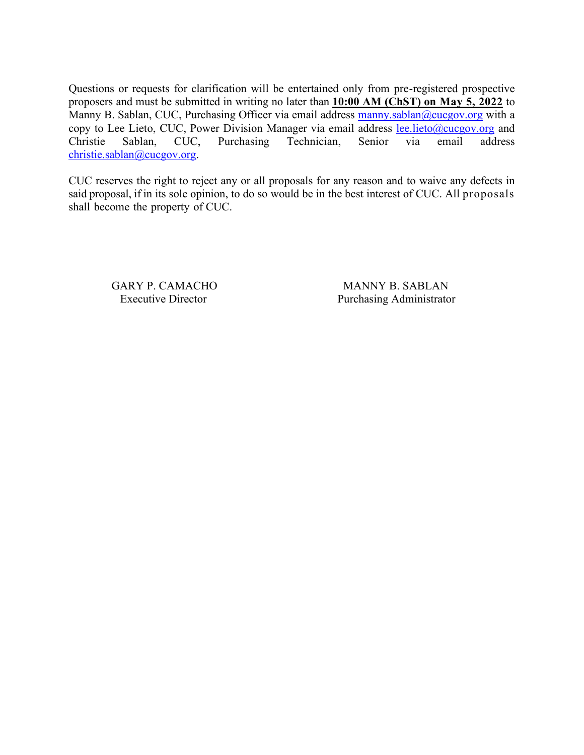Questions or requests for clarification will be entertained only from pre-registered prospective proposers and must be submitted in writing no later than **10:00 AM (ChST) on May 5, 2022** to Manny B. Sablan, CUC, Purchasing Officer via email address manny.sablan@cucgov.org with a copy to Lee Lieto, CUC, Power Division Manager via email address lee.lieto@cucgov.org and Christie Sablan, CUC, Purchasing Technician, Senior via email address christie.sablan@cucgov.org.

CUC reserves the right to reject any or all proposals for any reason and to waive any defects in said proposal, if in its sole opinion, to do so would be in the best interest of CUC. All proposals shall become the property of CUC.

GARY P. CAMACHO
Executive Director

MANNY B. SABLAN
Purchasing Administrator